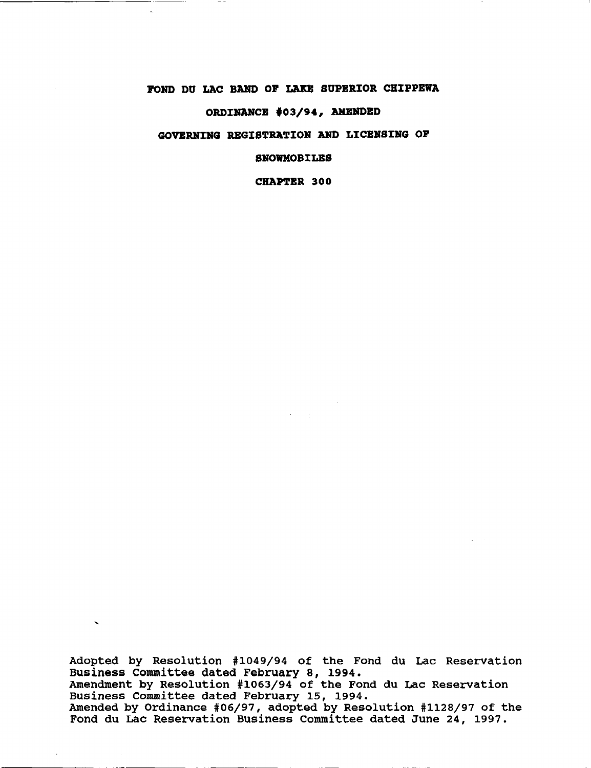# FOND DU LAC BAND OF LAKE SUPERIOR CHIPPEWA

## ORDINANCE #03/94, AMENDED

## GOVERNING REGISTRATION AND LICENSING OF SNOWMOBILES

## CHAPTER 300

Adopted by Resolution #1049/94 of the Fond du Lac Reservation Business Committee dated February 8, 1994.
Amendment by Resolution #1063/94 of the Fond du Lac Reservation Business Committee dated February 15, 1994.
Amended by Ordinance #06/97, adopted by Resolution #1128/97 of the Fond du Lac Reservation Business Committee dated June 24, 1997.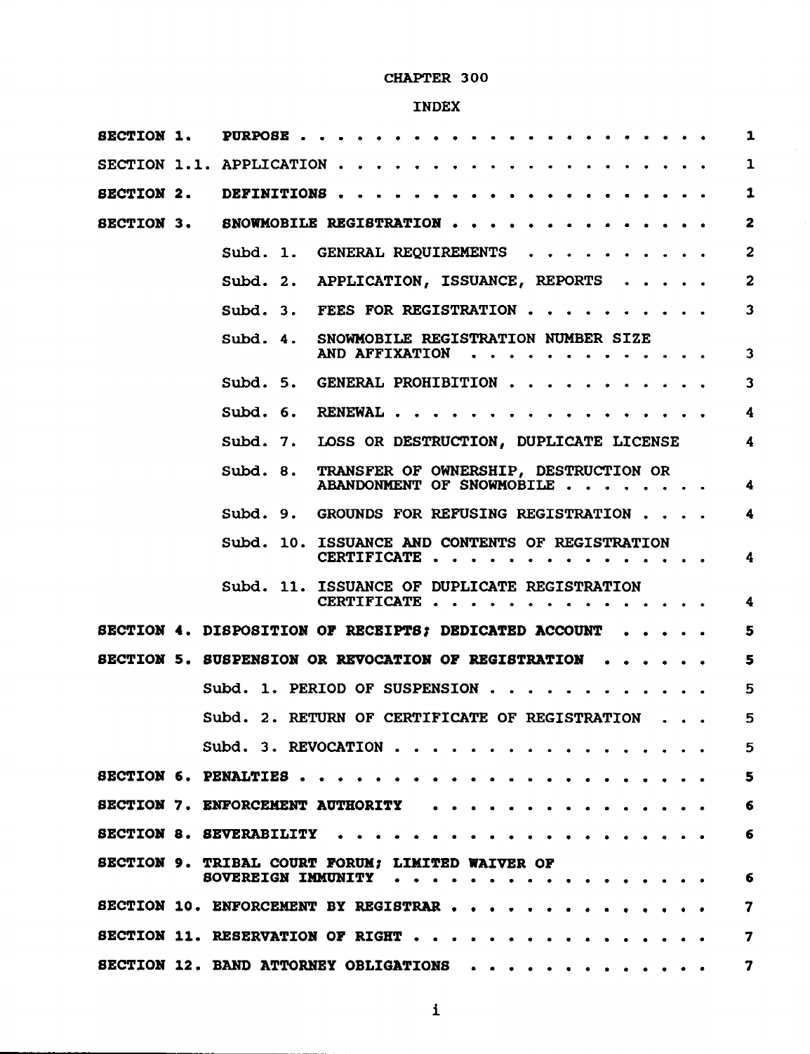# CHAPTER 300

## INDEX

| | | |
|---|---|---|
| **SECTION 1. PURPOSE** | | 1 |
| SECTION 1.1. APPLICATION | | 1 |
| **SECTION 2. DEFINITIONS** | | 1 |
| **SECTION 3. SNOWMOBILE REGISTRATION** | | 2 |
| | Subd. 1. GENERAL REQUIREMENTS | 2 |
| | Subd. 2. APPLICATION, ISSUANCE, REPORTS | 2 |
| | Subd. 3. FEES FOR REGISTRATION | 3 |
| | Subd. 4. SNOWMOBILE REGISTRATION NUMBER SIZE AND AFFIXATION | 3 |
| | Subd. 5. GENERAL PROHIBITION | 3 |
| | Subd. 6. RENEWAL | 4 |
| | Subd. 7. LOSS OR DESTRUCTION, DUPLICATE LICENSE | 4 |
| | Subd. 8. TRANSFER OF OWNERSHIP, DESTRUCTION OR ABANDONMENT OF SNOWMOBILE | 4 |
| | Subd. 9. GROUNDS FOR REFUSING REGISTRATION | 4 |
| | Subd. 10. ISSUANCE AND CONTENTS OF REGISTRATION CERTIFICATE | 4 |
| | Subd. 11. ISSUANCE OF DUPLICATE REGISTRATION CERTIFICATE | 4 |
| **SECTION 4. DISPOSITION OF RECEIPTS; DEDICATED ACCOUNT** | | 5 |
| **SECTION 5. SUSPENSION OR REVOCATION OF REGISTRATION** | | 5 |
| | Subd. 1. PERIOD OF SUSPENSION | 5 |
| | Subd. 2. RETURN OF CERTIFICATE OF REGISTRATION | 5 |
| | Subd. 3. REVOCATION | 5 |
| **SECTION 6. PENALTIES** | | 5 |
| **SECTION 7. ENFORCEMENT AUTHORITY** | | 6 |
| **SECTION 8. SEVERABILITY** | | 6 |
| **SECTION 9. TRIBAL COURT FORUM; LIMITED WAIVER OF SOVEREIGN IMMUNITY** | | 6 |
| **SECTION 10. ENFORCEMENT BY REGISTRAR** | | 7 |
| **SECTION 11. RESERVATION OF RIGHT** | | 7 |
| **SECTION 12. BAND ATTORNEY OBLIGATIONS** | | 7 |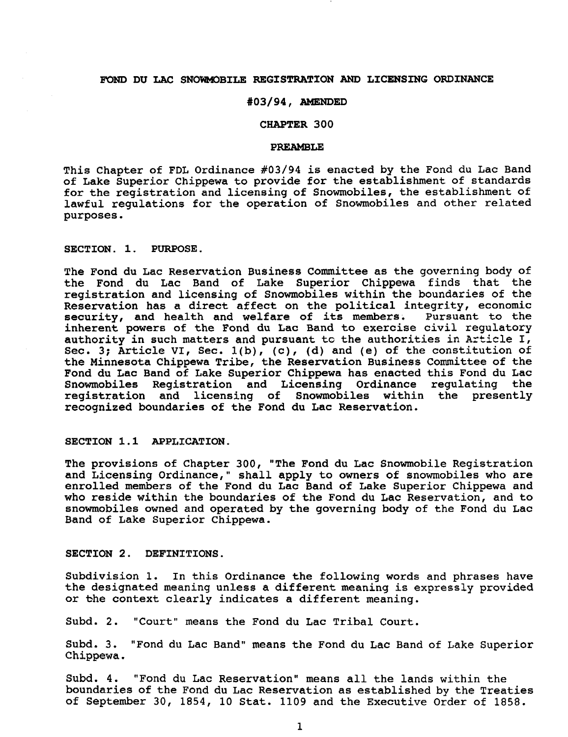**FOND DU LAC SNOWMOBILE REGISTRATION AND LICENSING ORDINANCE**

**#03/94, AMENDED**

**CHAPTER 300**

**PREAMBLE**

This Chapter of FDL Ordinance #03/94 is enacted by the Fond du Lac Band of Lake Superior Chippewa to provide for the establishment of standards for the registration and licensing of Snowmobiles, the establishment of lawful regulations for the operation of Snowmobiles and other related purposes.

**SECTION. 1. PURPOSE.**

The Fond du Lac Reservation Business Committee as the governing body of the Fond du Lac Band of Lake Superior Chippewa finds that the registration and licensing of Snowmobiles within the boundaries of the Reservation has a direct affect on the political integrity, economic security, and health and welfare of its members. Pursuant to the inherent powers of the Fond du Lac Band to exercise civil regulatory authority in such matters and pursuant to the authorities in Article I, Sec. 3; Article VI, Sec. 1(b), (c), (d) and (e) of the constitution of the Minnesota Chippewa Tribe, the Reservation Business Committee of the Fond du Lac Band of Lake Superior Chippewa has enacted this Fond du Lac Snowmobiles Registration and Licensing Ordinance regulating the registration and licensing of Snowmobiles within the presently recognized boundaries of the Fond du Lac Reservation.

**SECTION 1.1 APPLICATION.**

The provisions of Chapter 300, "The Fond du Lac Snowmobile Registration and Licensing Ordinance," shall apply to owners of snowmobiles who are enrolled members of the Fond du Lac Band of Lake Superior Chippewa and who reside within the boundaries of the Fond du Lac Reservation, and to snowmobiles owned and operated by the governing body of the Fond du Lac Band of Lake Superior Chippewa.

**SECTION 2. DEFINITIONS.**

Subdivision 1. In this Ordinance the following words and phrases have the designated meaning unless a different meaning is expressly provided or the context clearly indicates a different meaning.

Subd. 2. "Court" means the Fond du Lac Tribal Court.

Subd. 3. "Fond du Lac Band" means the Fond du Lac Band of Lake Superior Chippewa.

Subd. 4. "Fond du Lac Reservation" means all the lands within the boundaries of the Fond du Lac Reservation as established by the Treaties of September 30, 1854, 10 Stat. 1109 and the Executive Order of 1858.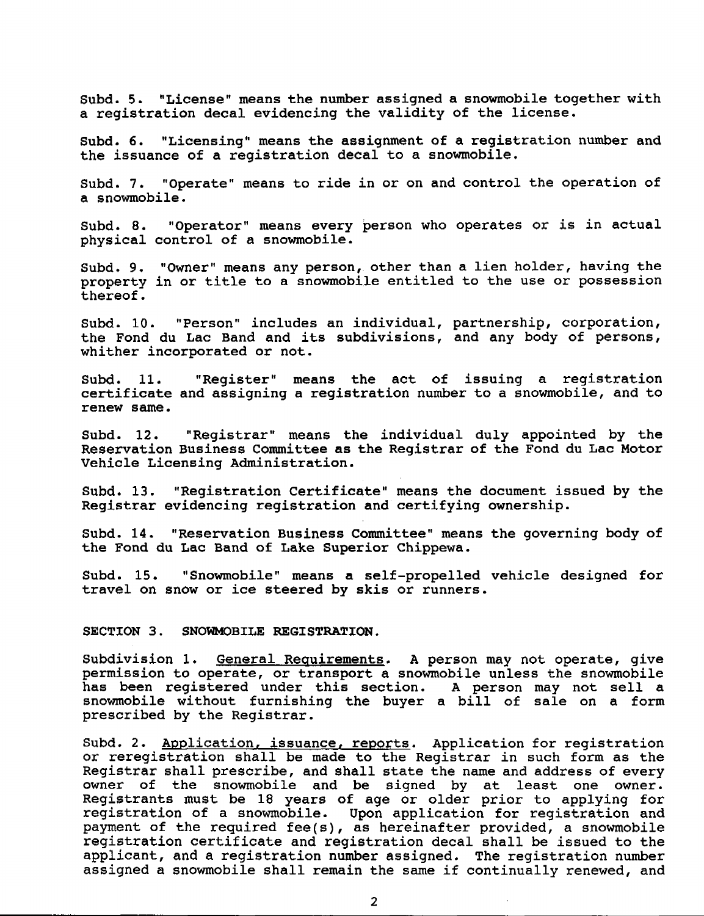Subd. 5. "License" means the number assigned a snowmobile together with a registration decal evidencing the validity of the license.

Subd. 6. "Licensing" means the assignment of a registration number and the issuance of a registration decal to a snowmobile.

Subd. 7. "Operate" means to ride in or on and control the operation of a snowmobile.

Subd. 8. "Operator" means every person who operates or is in actual physical control of a snowmobile.

Subd. 9. "Owner" means any person, other than a lien holder, having the property in or title to a snowmobile entitled to the use or possession thereof.

Subd. 10. "Person" includes an individual, partnership, corporation, the Fond du Lac Band and its subdivisions, and any body of persons, whither incorporated or not.

Subd. 11. "Register" means the act of issuing a registration certificate and assigning a registration number to a snowmobile, and to renew same.

Subd. 12. "Registrar" means the individual duly appointed by the Reservation Business Committee as the Registrar of the Fond du Lac Motor Vehicle Licensing Administration.

Subd. 13. "Registration Certificate" means the document issued by the Registrar evidencing registration and certifying ownership.

Subd. 14. "Reservation Business Committee" means the governing body of the Fond du Lac Band of Lake Superior Chippewa.

Subd. 15. "Snowmobile" means a self-propelled vehicle designed for travel on snow or ice steered by skis or runners.

SECTION 3. SNOWMOBILE REGISTRATION.

Subdivision 1. General Requirements. A person may not operate, give permission to operate, or transport a snowmobile unless the snowmobile has been registered under this section. A person may not sell a snowmobile without furnishing the buyer a bill of sale on a form prescribed by the Registrar.

Subd. 2. Application, issuance, reports. Application for registration or reregistration shall be made to the Registrar in such form as the Registrar shall prescribe, and shall state the name and address of every owner of the snowmobile and be signed by at least one owner. Registrants must be 18 years of age or older prior to applying for registration of a snowmobile. Upon application for registration and payment of the required fee(s), as hereinafter provided, a snowmobile registration certificate and registration decal shall be issued to the applicant, and a registration number assigned. The registration number assigned a snowmobile shall remain the same if continually renewed, and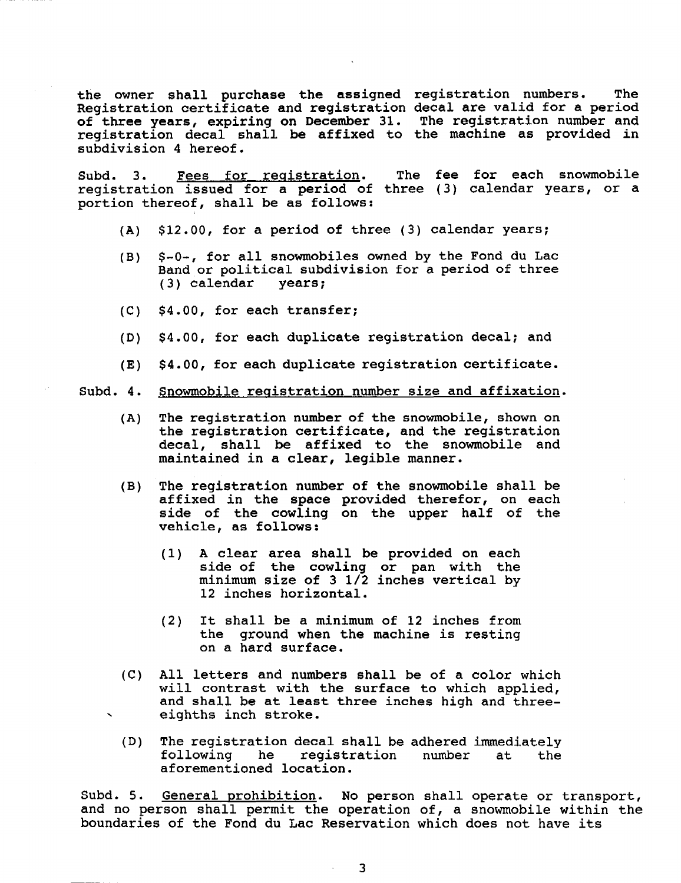the owner shall purchase the assigned registration numbers. The Registration certificate and registration decal are valid for a period of three years, expiring on December 31. The registration number and registration decal shall be affixed to the machine as provided in subdivision 4 hereof.

Subd. 3. <u>Fees for registration</u>. The fee for each snowmobile registration issued for a period of three (3) calendar years, or a portion thereof, shall be as follows:

(A) $12.00, for a period of three (3) calendar years;

(B) $-0-, for all snowmobiles owned by the Fond du Lac Band or political subdivision for a period of three (3) calendar years;

(C) $4.00, for each transfer;

(D) $4.00, for each duplicate registration decal; and

(E) $4.00, for each duplicate registration certificate.

Subd. 4. <u>Snowmobile registration number size and affixation</u>.

(A) The registration number of the snowmobile, shown on the registration certificate, and the registration decal, shall be affixed to the snowmobile and maintained in a clear, legible manner.

(B) The registration number of the snowmobile shall be affixed in the space provided therefor, on each side of the cowling on the upper half of the vehicle, as follows:

(1) A clear area shall be provided on each side of the cowling or pan with the minimum size of 3 1/2 inches vertical by 12 inches horizontal.

(2) It shall be a minimum of 12 inches from the ground when the machine is resting on a hard surface.

(C) All letters and numbers shall be of a color which will contrast with the surface to which applied, and shall be at least three inches high and three-eighths inch stroke.

(D) The registration decal shall be adhered immediately following he registration number at the aforementioned location.

Subd. 5. <u>General prohibition</u>. No person shall operate or transport, and no person shall permit the operation of, a snowmobile within the boundaries of the Fond du Lac Reservation which does not have its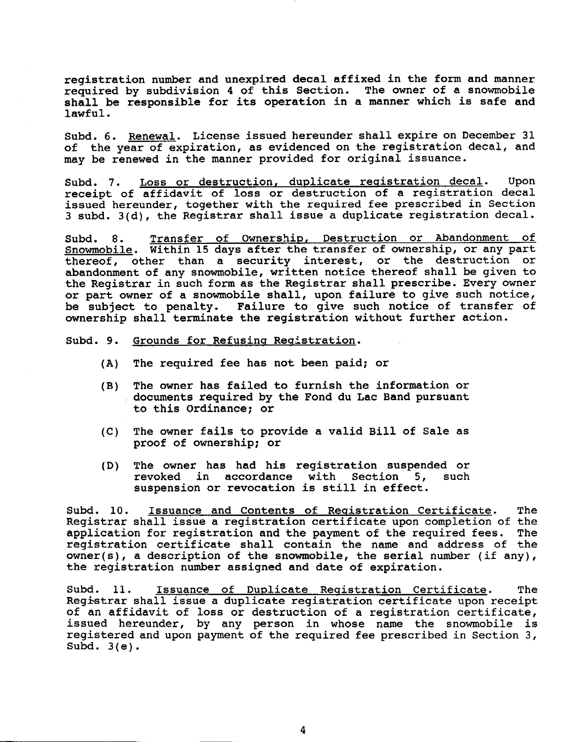registration number and unexpired decal affixed in the form and manner required by subdivision 4 of this Section. The owner of a snowmobile shall be responsible for its operation in a manner which is safe and lawful.

Subd. 6. Renewal. License issued hereunder shall expire on December 31 of the year of expiration, as evidenced on the registration decal, and may be renewed in the manner provided for original issuance.

Subd. 7. Loss or destruction, duplicate registration decal. Upon receipt of affidavit of loss or destruction of a registration decal issued hereunder, together with the required fee prescribed in Section 3 subd. 3(d), the Registrar shall issue a duplicate registration decal.

Subd. 8. Transfer of Ownership, Destruction or Abandonment of Snowmobile. Within 15 days after the transfer of ownership, or any part thereof, other than a security interest, or the destruction or abandonment of any snowmobile, written notice thereof shall be given to the Registrar in such form as the Registrar shall prescribe. Every owner or part owner of a snowmobile shall, upon failure to give such notice, be subject to penalty. Failure to give such notice of transfer of ownership shall terminate the registration without further action.

Subd. 9. Grounds for Refusing Registration.

(A) The required fee has not been paid; or

(B) The owner has failed to furnish the information or documents required by the Fond du Lac Band pursuant to this Ordinance; or

(C) The owner fails to provide a valid Bill of Sale as proof of ownership; or

(D) The owner has had his registration suspended or revoked in accordance with Section 5, such suspension or revocation is still in effect.

Subd. 10. Issuance and Contents of Registration Certificate. The Registrar shall issue a registration certificate upon completion of the application for registration and the payment of the required fees. The registration certificate shall contain the name and address of the owner(s), a description of the snowmobile, the serial number (if any), the registration number assigned and date of expiration.

Subd. 11. Issuance of Duplicate Registration Certificate. The Registrar shall issue a duplicate registration certificate upon receipt of an affidavit of loss or destruction of a registration certificate, issued hereunder, by any person in whose name the snowmobile is registered and upon payment of the required fee prescribed in Section 3, Subd. 3(e).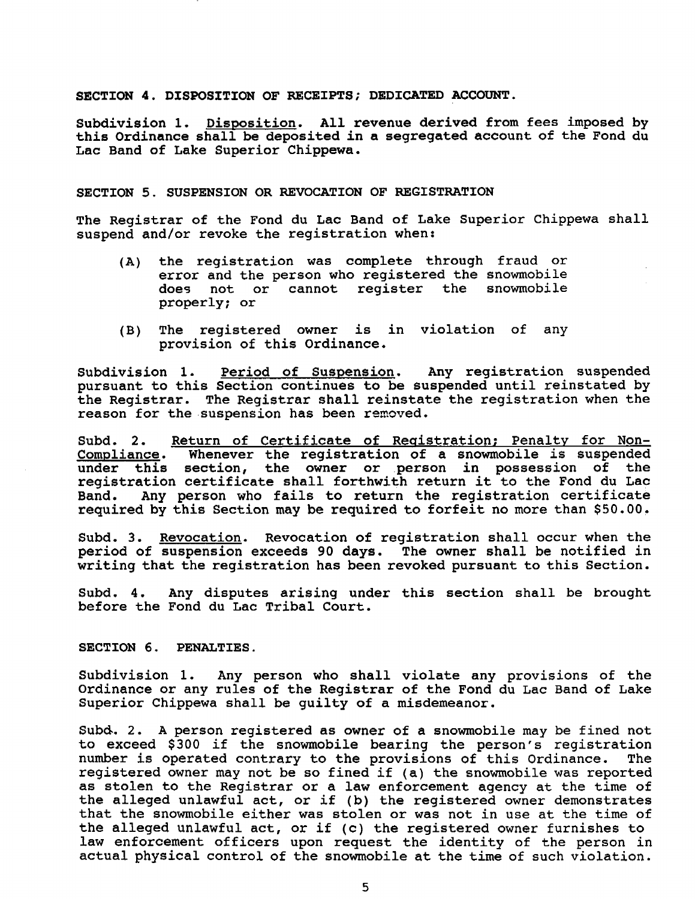**SECTION 4. DISPOSITION OF RECEIPTS; DEDICATED ACCOUNT.**

Subdivision 1. Disposition. All revenue derived from fees imposed by this Ordinance shall be deposited in a segregated account of the Fond du Lac Band of Lake Superior Chippewa.

SECTION 5. SUSPENSION OR REVOCATION OF REGISTRATION

The Registrar of the Fond du Lac Band of Lake Superior Chippewa shall suspend and/or revoke the registration when:

(A) the registration was complete through fraud or error and the person who registered the snowmobile does not or cannot register the snowmobile properly; or

(B) The registered owner is in violation of any provision of this Ordinance.

Subdivision 1. Period of Suspension. Any registration suspended pursuant to this Section continues to be suspended until reinstated by the Registrar. The Registrar shall reinstate the registration when the reason for the suspension has been removed.

Subd. 2. Return of Certificate of Registration; Penalty for Non-Compliance. Whenever the registration of a snowmobile is suspended under this section, the owner or person in possession of the registration certificate shall forthwith return it to the Fond du Lac Band. Any person who fails to return the registration certificate required by this Section may be required to forfeit no more than $50.00.

Subd. 3. Revocation. Revocation of registration shall occur when the period of suspension exceeds 90 days. The owner shall be notified in writing that the registration has been revoked pursuant to this Section.

Subd. 4. Any disputes arising under this section shall be brought before the Fond du Lac Tribal Court.

SECTION 6. PENALTIES.

Subdivision 1. Any person who shall violate any provisions of the Ordinance or any rules of the Registrar of the Fond du Lac Band of Lake Superior Chippewa shall be guilty of a misdemeanor.

Subd. 2. A person registered as owner of a snowmobile may be fined not to exceed $300 if the snowmobile bearing the person's registration number is operated contrary to the provisions of this Ordinance. The registered owner may not be so fined if (a) the snowmobile was reported as stolen to the Registrar or a law enforcement agency at the time of the alleged unlawful act, or if (b) the registered owner demonstrates that the snowmobile either was stolen or was not in use at the time of the alleged unlawful act, or if (c) the registered owner furnishes to law enforcement officers upon request the identity of the person in actual physical control of the snowmobile at the time of such violation.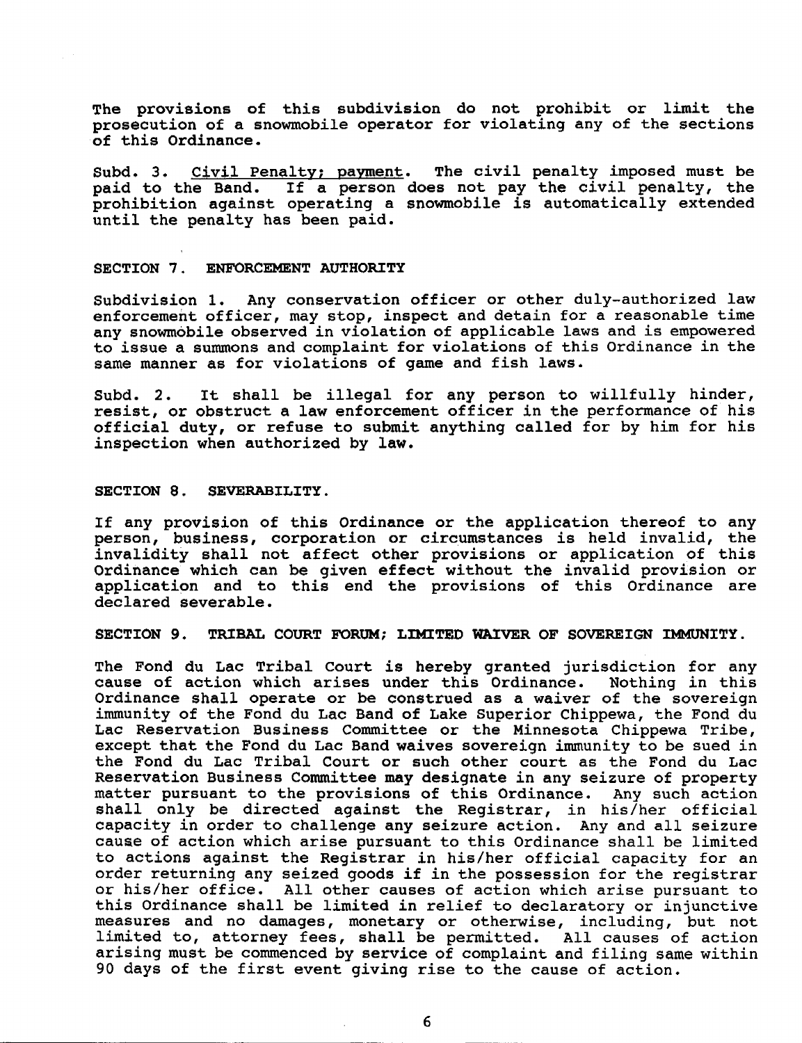The provisions of this subdivision do not prohibit or limit the prosecution of a snowmobile operator for violating any of the sections of this Ordinance.

Subd. 3. Civil Penalty; payment. The civil penalty imposed must be paid to the Band. If a person does not pay the civil penalty, the prohibition against operating a snowmobile is automatically extended until the penalty has been paid.

## SECTION 7. ENFORCEMENT AUTHORITY

Subdivision 1. Any conservation officer or other duly-authorized law enforcement officer, may stop, inspect and detain for a reasonable time any snowmobile observed in violation of applicable laws and is empowered to issue a summons and complaint for violations of this Ordinance in the same manner as for violations of game and fish laws.

Subd. 2. It shall be illegal for any person to willfully hinder, resist, or obstruct a law enforcement officer in the performance of his official duty, or refuse to submit anything called for by him for his inspection when authorized by law.

## SECTION 8. SEVERABILITY.

If any provision of this Ordinance or the application thereof to any person, business, corporation or circumstances is held invalid, the invalidity shall not affect other provisions or application of this Ordinance which can be given effect without the invalid provision or application and to this end the provisions of this Ordinance are declared severable.

## SECTION 9. TRIBAL COURT FORUM; LIMITED WAIVER OF SOVEREIGN IMMUNITY.

The Fond du Lac Tribal Court is hereby granted jurisdiction for any cause of action which arises under this Ordinance. Nothing in this Ordinance shall operate or be construed as a waiver of the sovereign immunity of the Fond du Lac Band of Lake Superior Chippewa, the Fond du Lac Reservation Business Committee or the Minnesota Chippewa Tribe, except that the Fond du Lac Band waives sovereign immunity to be sued in the Fond du Lac Tribal Court or such other court as the Fond du Lac Reservation Business Committee may designate in any seizure of property matter pursuant to the provisions of this Ordinance. Any such action shall only be directed against the Registrar, in his/her official capacity in order to challenge any seizure action. Any and all seizure cause of action which arise pursuant to this Ordinance shall be limited to actions against the Registrar in his/her official capacity for an order returning any seized goods if in the possession for the registrar or his/her office. All other causes of action which arise pursuant to this Ordinance shall be limited in relief to declaratory or injunctive measures and no damages, monetary or otherwise, including, but not limited to, attorney fees, shall be permitted. All causes of action arising must be commenced by service of complaint and filing same within 90 days of the first event giving rise to the cause of action.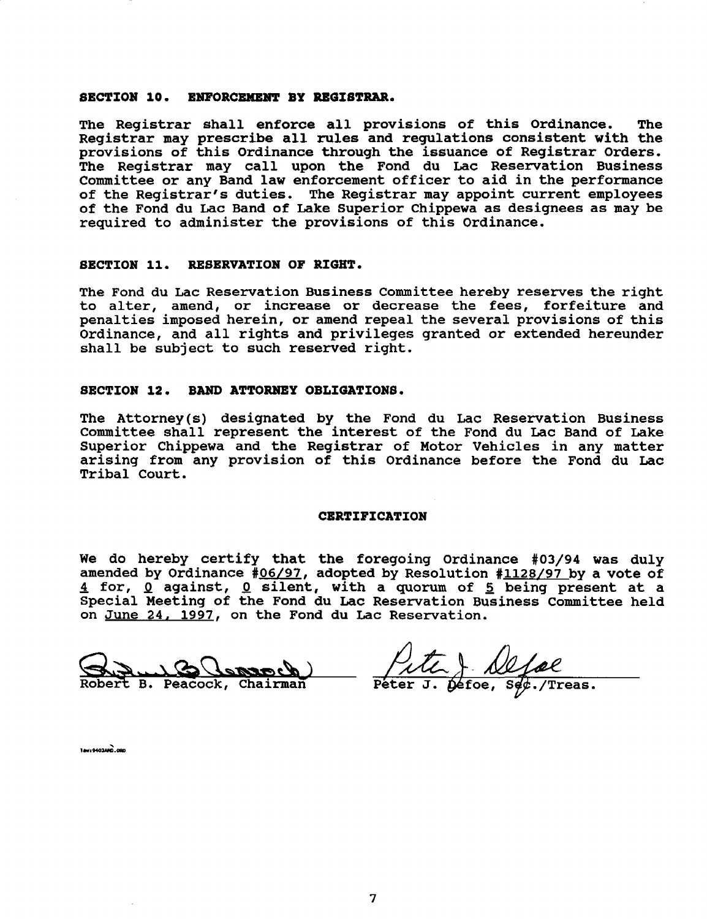**SECTION 10. ENFORCEMENT BY REGISTRAR.**

The Registrar shall enforce all provisions of this Ordinance. The Registrar may prescribe all rules and regulations consistent with the provisions of this Ordinance through the issuance of Registrar Orders. The Registrar may call upon the Fond du Lac Reservation Business Committee or any Band law enforcement officer to aid in the performance of the Registrar's duties. The Registrar may appoint current employees of the Fond du Lac Band of Lake Superior Chippewa as designees as may be required to administer the provisions of this Ordinance.

**SECTION 11. RESERVATION OF RIGHT.**

The Fond du Lac Reservation Business Committee hereby reserves the right to alter, amend, or increase or decrease the fees, forfeiture and penalties imposed herein, or amend repeal the several provisions of this Ordinance, and all rights and privileges granted or extended hereunder shall be subject to such reserved right.

**SECTION 12. BAND ATTORNEY OBLIGATIONS.**

The Attorney(s) designated by the Fond du Lac Reservation Business Committee shall represent the interest of the Fond du Lac Band of Lake Superior Chippewa and the Registrar of Motor Vehicles in any matter arising from any provision of this Ordinance before the Fond du Lac Tribal Court.

**CERTIFICATION**

We do hereby certify that the foregoing Ordinance #03/94 was duly amended by Ordinance #06/97, adopted by Resolution #1128/97 by a vote of 4 for, 0 against, 0 silent, with a quorum of 5 being present at a Special Meeting of the Fond du Lac Reservation Business Committee held on June 24, 1997, on the Fond du Lac Reservation.

Robert B. Peacock, Chairman

Peter J. Defoe, Sec./Treas.

law:9403AMD.ORD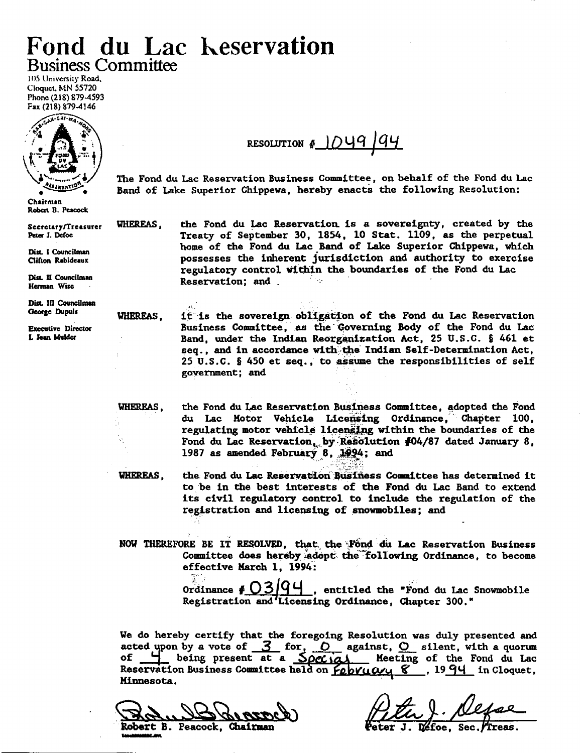# Fond du Lac Reservation

## Business Committee

105 University Road,
Cloquet, MN 55720
Phone (218) 879-4593
Fax (218) 879-4146

Chairman
Robert B. Peacock

Secretary/Treasurer
Peter J. Defoe

Dist. I Councilman
Clifton Rabideaux

Dist. II Councilman
Herman Wise

Dist. III Councilman
George Dupuis

Executive Director
L. Jean Mulder

RESOLUTION # 1049/94

The Fond du Lac Reservation Business Committee, on behalf of the Fond du Lac Band of Lake Superior Chippewa, hereby enacts the following Resolution:

WHEREAS, the Fond du Lac Reservation is a sovereignty, created by the Treaty of September 30, 1854, 10 Stat. 1109, as the perpetual home of the Fond du Lac Band of Lake Superior Chippewa, which possesses the inherent jurisdiction and authority to exercise regulatory control within the boundaries of the Fond du Lac Reservation; and

WHEREAS, it is the sovereign obligation of the Fond du Lac Reservation Business Committee, as the Governing Body of the Fond du Lac Band, under the Indian Reorganization Act, 25 U.S.C. § 461 et seq., and in accordance with the Indian Self-Determination Act, 25 U.S.C. § 450 et seq., to assume the responsibilities of self government; and

WHEREAS, the Fond du Lac Reservation Business Committee, adopted the Fond du Lac Motor Vehicle Licensing Ordinance, Chapter 100, regulating motor vehicle licensing within the boundaries of the Fond du Lac Reservation, by Resolution #04/87 dated January 8, 1987 as amended February 8, 1994; and

WHEREAS, the Fond du Lac Reservation Business Committee has determined it to be in the best interests of the Fond du Lac Band to extend its civil regulatory control to include the regulation of the registration and licensing of snowmobiles; and

NOW THEREFORE BE IT RESOLVED, that the Fond du Lac Reservation Business Committee does hereby adopt the following Ordinance, to become effective March 1, 1994:

Ordinance # 03/94, entitled the "Fond du Lac Snowmobile Registration and Licensing Ordinance, Chapter 300."

We do hereby certify that the foregoing Resolution was duly presented and acted upon by a vote of 3 for, 0 against, 0 silent, with a quorum of 4 being present at a Special Meeting of the Fond du Lac Reservation Business Committee held on February 8, 1994 in Cloquet, Minnesota.

Robert B. Peacock, Chairman

Peter J. Defoe, Sec./Treas.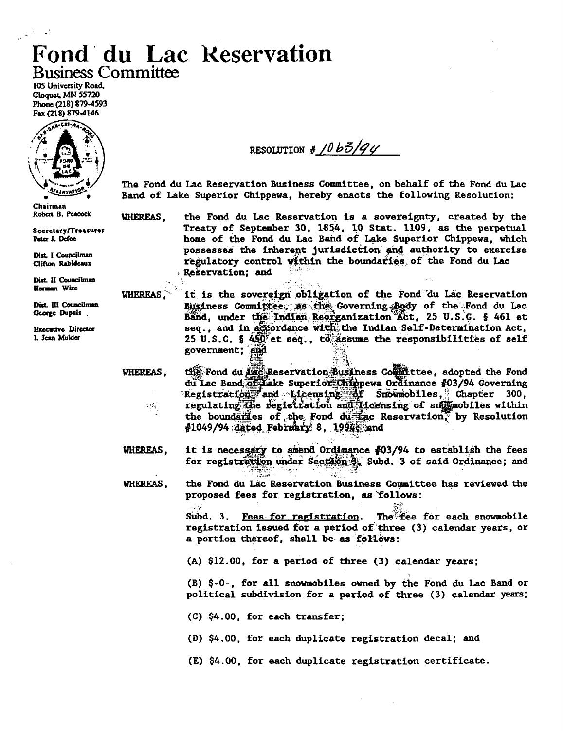# Fond du Lac Reservation

## Business Committee

105 University Road,
Cloquet, MN 55720
Phone (218) 879-4593
Fax (218) 879-4146

Chairman
Robert B. Peacock

Secretary/Treasurer
Peter J. Defoe

Dist. I Councilman
Clifton Rabideaux

Dist. II Councilman
Herman Wise

Dist. III Councilman
George Dupuis

Executive Director
L. Jean Mulder

RESOLUTION # 1063/94

The Fond du Lac Reservation Business Committee, on behalf of the Fond du Lac Band of Lake Superior Chippewa, hereby enacts the following Resolution:

WHEREAS, the Fond du Lac Reservation is a sovereignty, created by the Treaty of September 30, 1854, 10 Stat. 1109, as the perpetual home of the Fond du Lac Band of Lake Superior Chippewa, which possesses the inherent jurisdiction and authority to exercise regulatory control within the boundaries of the Fond du Lac Reservation; and

WHEREAS, it is the sovereign obligation of the Fond du Lac Reservation Business Committee, as the Governing Body of the Fond du Lac Band, under the Indian Reorganization Act, 25 U.S.C. § 461 et seq., and in accordance with the Indian Self-Determination Act, 25 U.S.C. § 450 et seq., to assume the responsibilities of self government; and

WHEREAS, the Fond du Lac Reservation Business Committee, adopted the Fond du Lac Band of Lake Superior Chippewa Ordinance #03/94 Governing Registration and Licensing of Snowmobiles, Chapter 300, regulating the registration and licensing of snowmobiles within the boundaries of the Fond du Lac Reservation, by Resolution #1049/94 dated February 8, 1994; and

WHEREAS, it is necessary to amend Ordinance #03/94 to establish the fees for registration under Section 3, Subd. 3 of said Ordinance; and

WHEREAS, the Fond du Lac Reservation Business Committee has reviewed the proposed fees for registration, as follows:

Subd. 3. Fees for registration. The fee for each snowmobile registration issued for a period of three (3) calendar years, or a portion thereof, shall be as follows:

(A) $12.00, for a period of three (3) calendar years;

(B) $-0-, for all snowmobiles owned by the Fond du Lac Band or political subdivision for a period of three (3) calendar years;

(C) $4.00, for each transfer;

(D) $4.00, for each duplicate registration decal; and

(E) $4.00, for each duplicate registration certificate.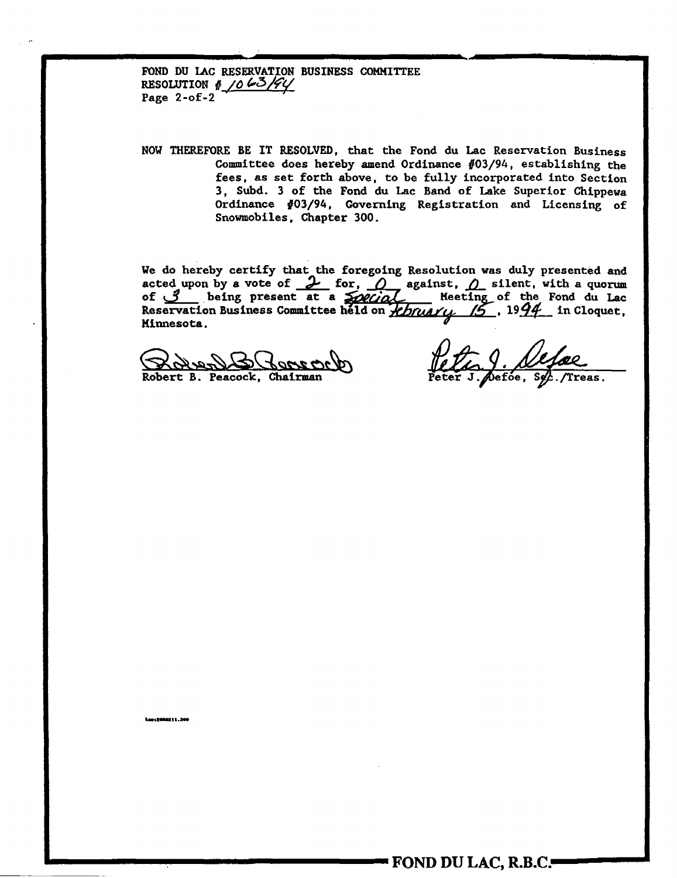FOND DU LAC RESERVATION BUSINESS COMMITTEE
RESOLUTION # 1063/94
Page 2-of-2

NOW THEREFORE BE IT RESOLVED, that the Fond du Lac Reservation Business Committee does hereby amend Ordinance #03/94, establishing the fees, as set forth above, to be fully incorporated into Section 3, Subd. 3 of the Fond du Lac Band of Lake Superior Chippewa Ordinance #03/94, Governing Registration and Licensing of Snowmobiles, Chapter 300.

We do hereby certify that the foregoing Resolution was duly presented and acted upon by a vote of 2 for, 0 against, 0 silent, with a quorum of 3 being present at a Special Meeting of the Fond du Lac Reservation Business Committee held on February 15, 1994 in Cloquet, Minnesota.

Robert B. Peacock, Chairman

Peter J. Defoe, Sec./Treas.

FOND DU LAC, R.B.C.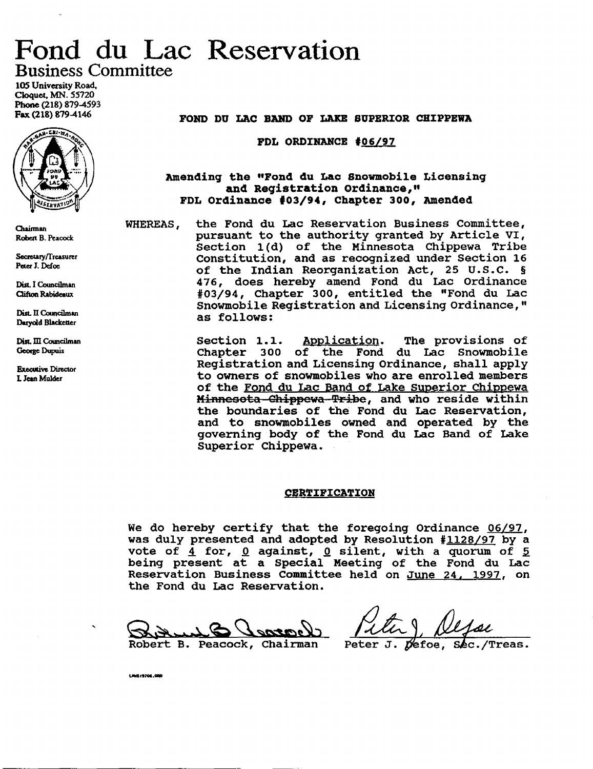# Fond du Lac Reservation

## Business Committee

105 University Road,
Cloquet, MN. 55720
Phone (218) 879-4593
Fax (218) 879-4146

Chairman
Robert B. Peacock

Secretary/Treasurer
Peter J. Defoe

Dist. I Councilman
Clifton Rabideaux

Dist. II Councilman
Daryold Blacketter

Dist. III Councilman
George Dupuis

Executive Director
L Jean Mulder

**FOND DU LAC BAND OF LAKE SUPERIOR CHIPPEWA**

**FDL ORDINANCE #06/97**

**Amending the "Fond du Lac Snowmobile Licensing and Registration Ordinance," FDL Ordinance #03/94, Chapter 300, Amended**

WHEREAS, the Fond du Lac Reservation Business Committee, pursuant to the authority granted by Article VI, Section 1(d) of the Minnesota Chippewa Tribe Constitution, and as recognized under Section 16 of the Indian Reorganization Act, 25 U.S.C. § 476, does hereby amend Fond du Lac Ordinance #03/94, Chapter 300, entitled the "Fond du Lac Snowmobile Registration and Licensing Ordinance," as follows:

Section 1.1. Application. The provisions of Chapter 300 of the Fond du Lac Snowmobile Registration and Licensing Ordinance, shall apply to owners of snowmobiles who are enrolled members of the Fond du Lac Band of Lake Superior Chippewa ~~Minnesota Chippewa Tribe~~, and who reside within the boundaries of the Fond du Lac Reservation, and to snowmobiles owned and operated by the governing body of the Fond du Lac Band of Lake Superior Chippewa.

**CERTIFICATION**

We do hereby certify that the foregoing Ordinance 06/97, was duly presented and adopted by Resolution #1128/97 by a vote of 4 for, 0 against, 0 silent, with a quorum of 5 being present at a Special Meeting of the Fond du Lac Reservation Business Committee held on June 24, 1997, on the Fond du Lac Reservation.

Robert B. Peacock, Chairman

Peter J. Defoe, Sec./Treas.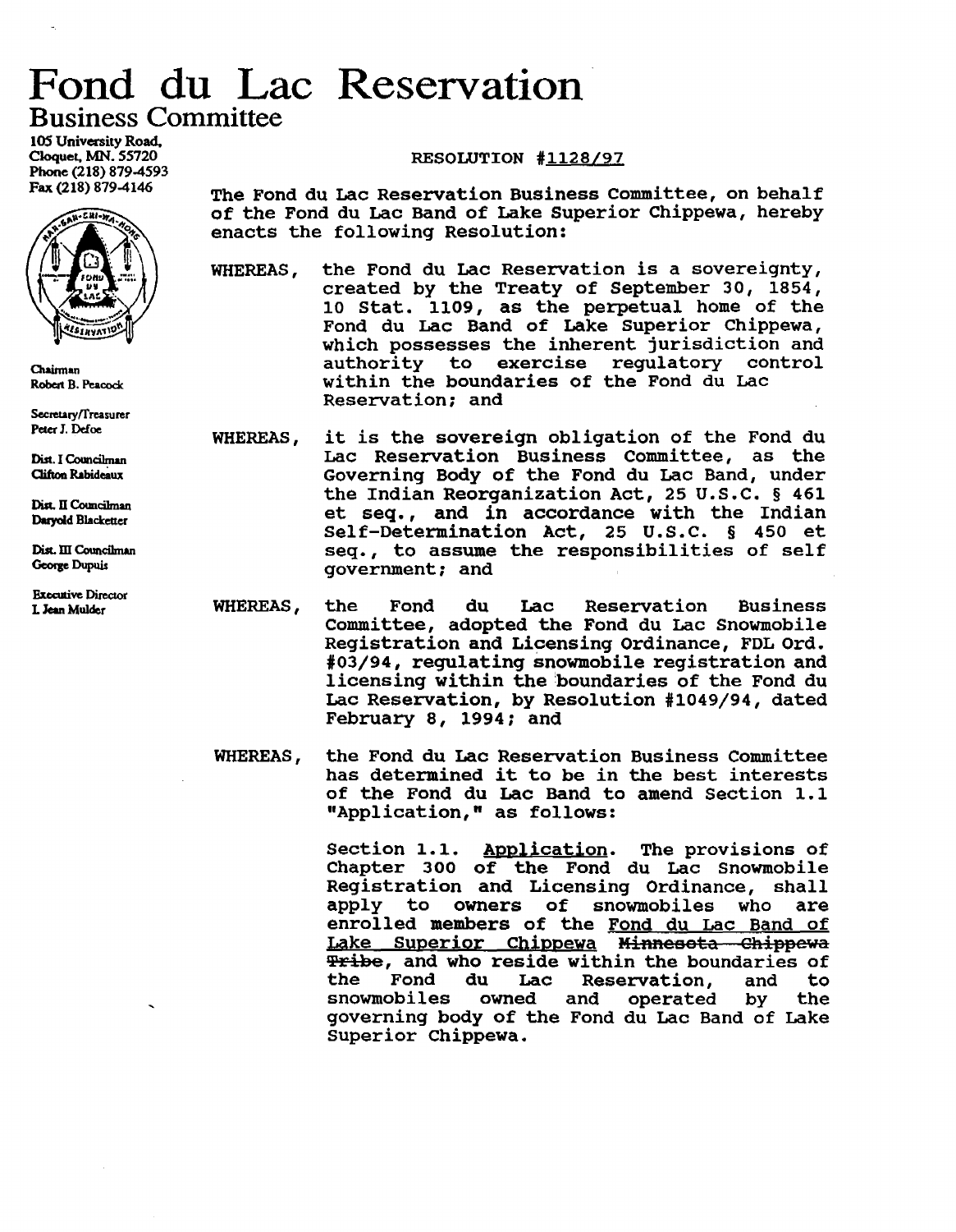# Fond du Lac Reservation

## Business Committee

105 University Road,
Cloquet, MN. 55720
Phone (218) 879-4593
Fax (218) 879-4146

Chairman
Robert B. Peacock

Secretary/Treasurer
Peter J. Defoe

Dist. I Councilman
Clifton Rabideaux

Dist. II Councilman
Daryold Blacketter

Dist. III Councilman
George Dupuis

Executive Director
L Jean Mulder

RESOLUTION #1128/97

The Fond du Lac Reservation Business Committee, on behalf of the Fond du Lac Band of Lake Superior Chippewa, hereby enacts the following Resolution:

WHEREAS, the Fond du Lac Reservation is a sovereignty, created by the Treaty of September 30, 1854, 10 Stat. 1109, as the perpetual home of the Fond du Lac Band of Lake Superior Chippewa, which possesses the inherent jurisdiction and authority to exercise regulatory control within the boundaries of the Fond du Lac Reservation; and

WHEREAS, it is the sovereign obligation of the Fond du Lac Reservation Business Committee, as the Governing Body of the Fond du Lac Band, under the Indian Reorganization Act, 25 U.S.C. § 461 et seq., and in accordance with the Indian Self-Determination Act, 25 U.S.C. § 450 et seq., to assume the responsibilities of self government; and

WHEREAS, the Fond du Lac Reservation Business Committee, adopted the Fond du Lac Snowmobile Registration and Licensing Ordinance, FDL Ord. #03/94, regulating snowmobile registration and licensing within the boundaries of the Fond du Lac Reservation, by Resolution #1049/94, dated February 8, 1994; and

WHEREAS, the Fond du Lac Reservation Business Committee has determined it to be in the best interests of the Fond du Lac Band to amend Section 1.1 "Application," as follows:

Section 1.1. <u>Application</u>. The provisions of Chapter 300 of the Fond du Lac Snowmobile Registration and Licensing Ordinance, shall apply to owners of snowmobiles who are enrolled members of the <u>Fond du Lac Band of Lake Superior Chippewa</u> ~~Minnesota Chippewa Tribe~~, and who reside within the boundaries of the Fond du Lac Reservation, and to snowmobiles owned and operated by the governing body of the Fond du Lac Band of Lake Superior Chippewa.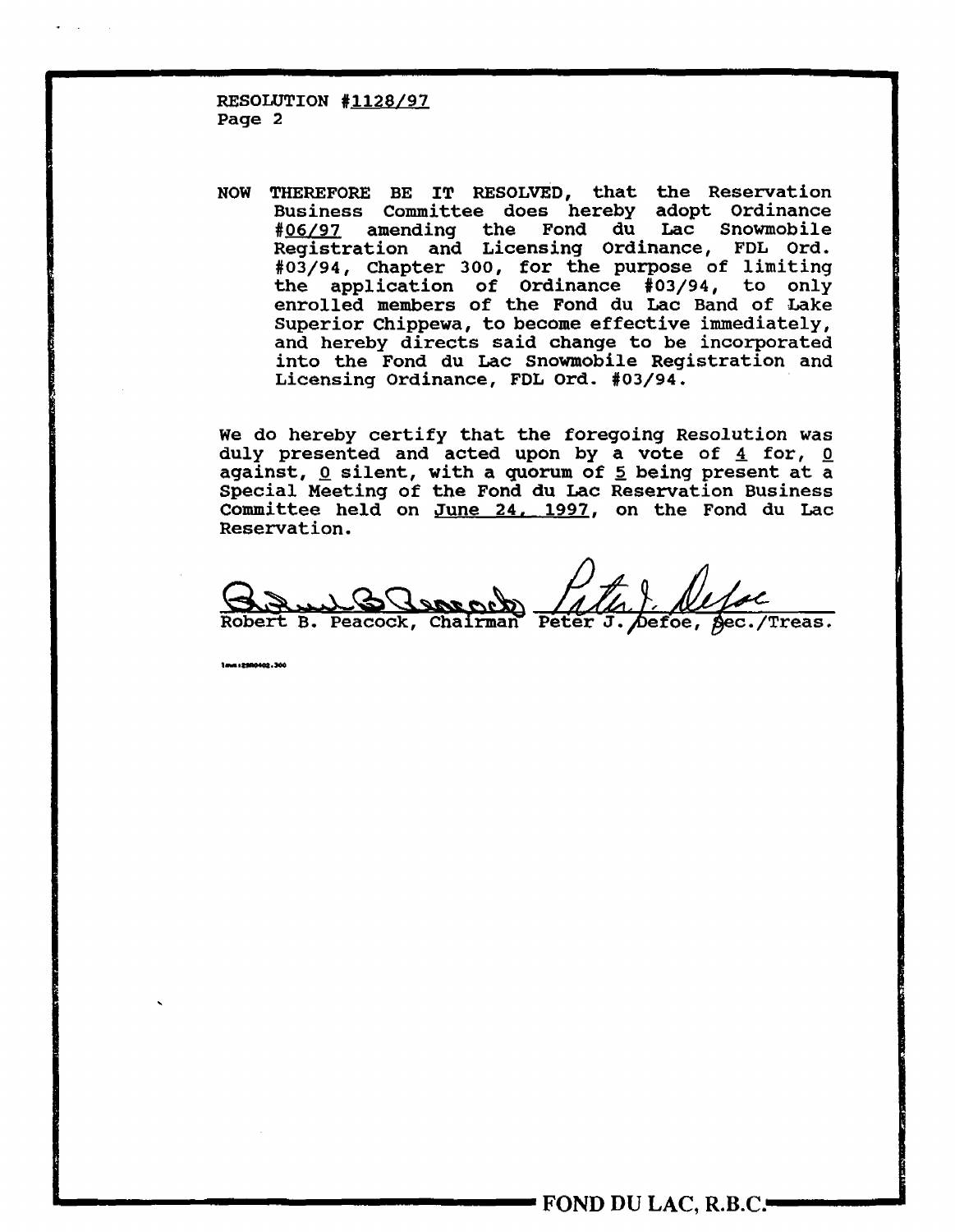RESOLUTION #1128/97
Page 2

NOW THEREFORE BE IT RESOLVED, that the Reservation Business Committee does hereby adopt Ordinance #06/97 amending the Fond du Lac Snowmobile Registration and Licensing Ordinance, FDL Ord. #03/94, Chapter 300, for the purpose of limiting the application of Ordinance #03/94, to only enrolled members of the Fond du Lac Band of Lake Superior Chippewa, to become effective immediately, and hereby directs said change to be incorporated into the Fond du Lac Snowmobile Registration and Licensing Ordinance, FDL Ord. #03/94.

We do hereby certify that the foregoing Resolution was duly presented and acted upon by a vote of 4 for, 0 against, 0 silent, with a quorum of 5 being present at a Special Meeting of the Fond du Lac Reservation Business Committee held on June 24, 1997, on the Fond du Lac Reservation.

Robert B. Peacock, Chairman

Peter J. Defoe, Sec./Treas.